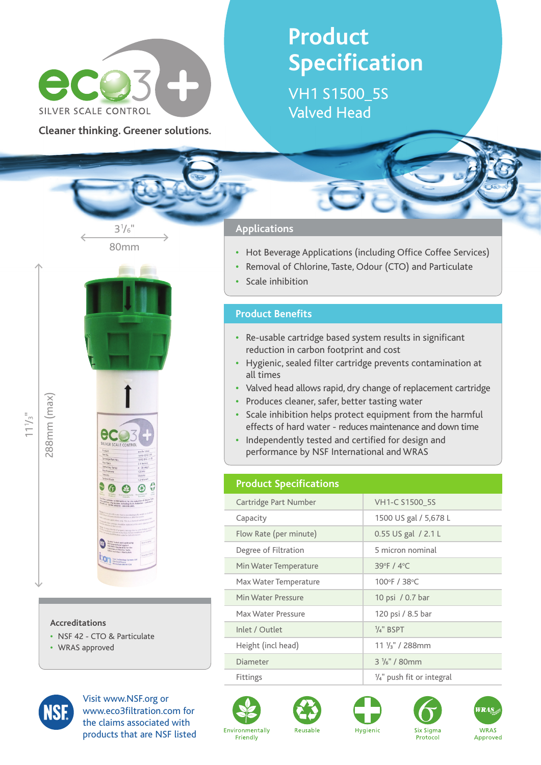eco3+ SILVER SCALE CONTROL

Cleaner thinking. Greener solutions.

# Product Specification

## VH1 S1500_5S Valved Head

3¹/₆" 80mm

11¹/₃" 288mm (max)

### Applications

- Hot Beverage Applications (including Office Coffee Services)
- Removal of Chlorine, Taste, Odour (CTO) and Particulate
- Scale inhibition

### Product Benefits

- Re-usable cartridge based system results in significant reduction in carbon footprint and cost
- Hygienic, sealed filter cartridge prevents contamination at all times
- Valved head allows rapid, dry change of replacement cartridge
- Produces cleaner, safer, better tasting water
- Scale inhibition helps protect equipment from the harmful effects of hard water - reduces maintenance and down time
- Independently tested and certified for design and performance by NSF International and WRAS

### Product Specifications

| | |
|---|---|
| Cartridge Part Number | VH1-C S1500_5S |
| Capacity | 1500 US gal / 5,678 L |
| Flow Rate (per minute) | 0.55 US gal / 2.1 L |
| Degree of Filtration | 5 micron nominal |
| Min Water Temperature | 39°F / 4°C |
| Max Water Temperature | 100°F / 38°C |
| Min Water Pressure | 10 psi / 0.7 bar |
| Max Water Pressure | 120 psi / 8.5 bar |
| Inlet / Outlet | ¼" BSPT |
| Height (incl head) | 11 ⅓" / 288mm |
| Diameter | 3 ⅙" / 80mm |
| Fittings | ¼" push fit or integral |

### Accreditations

- NSF 42 - CTO & Particulate
- WRAS approved

Visit www.NSF.org or www.eco3filtration.com for the claims associated with products that are NSF listed

Environmentally Friendly | Reusable | Hygienic | Six Sigma Protocol | WRAS Approved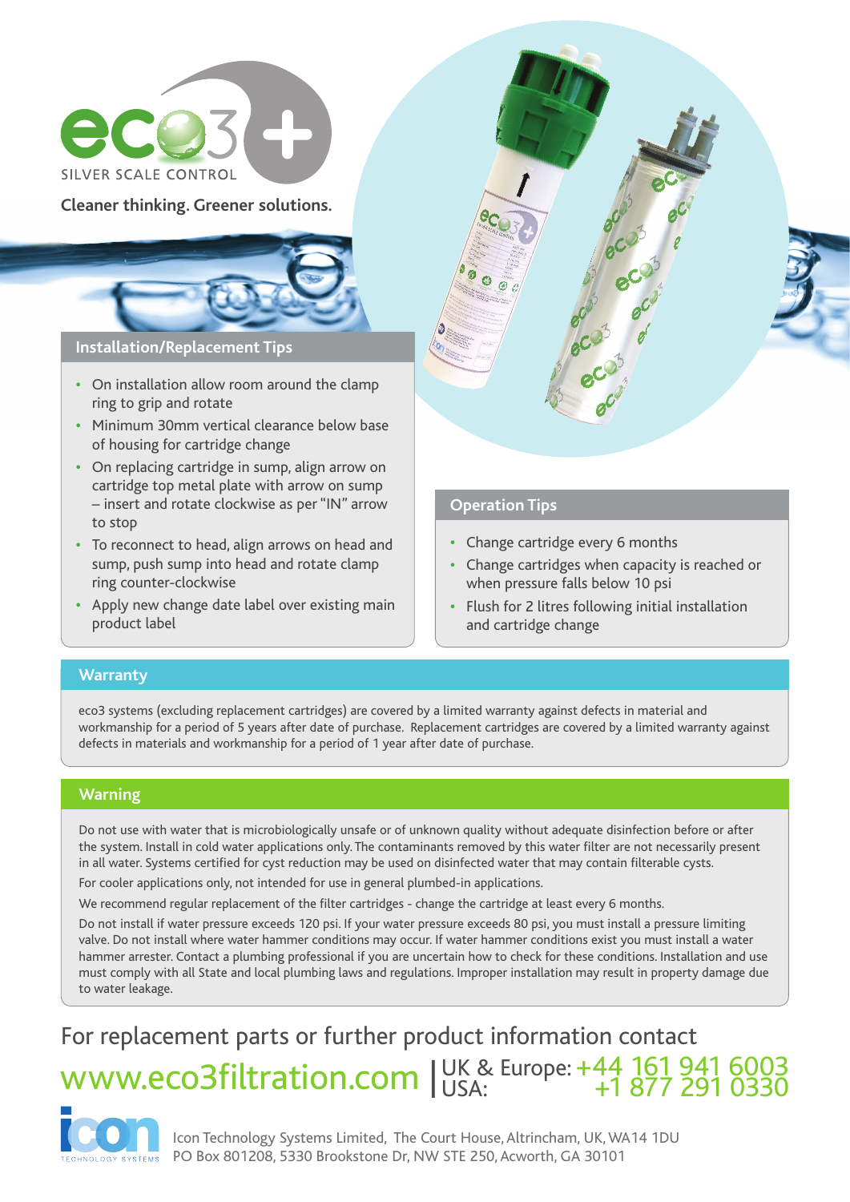eco3+

SILVER SCALE CONTROL

Cleaner thinking. Greener solutions.

## Installation/Replacement Tips

- On installation allow room around the clamp ring to grip and rotate
- Minimum 30mm vertical clearance below base of housing for cartridge change
- On replacing cartridge in sump, align arrow on cartridge top metal plate with arrow on sump – insert and rotate clockwise as per "IN" arrow to stop
- To reconnect to head, align arrows on head and sump, push sump into head and rotate clamp ring counter-clockwise
- Apply new change date label over existing main product label

## Operation Tips

- Change cartridge every 6 months
- Change cartridges when capacity is reached or when pressure falls below 10 psi
- Flush for 2 litres following initial installation and cartridge change

## Warranty

eco3 systems (excluding replacement cartridges) are covered by a limited warranty against defects in material and workmanship for a period of 5 years after date of purchase. Replacement cartridges are covered by a limited warranty against defects in materials and workmanship for a period of 1 year after date of purchase.

## Warning

Do not use with water that is microbiologically unsafe or of unknown quality without adequate disinfection before or after the system. Install in cold water applications only. The contaminants removed by this water filter are not necessarily present in all water. Systems certified for cyst reduction may be used on disinfected water that may contain filterable cysts.

For cooler applications only, not intended for use in general plumbed-in applications.

We recommend regular replacement of the filter cartridges - change the cartridge at least every 6 months.

Do not install if water pressure exceeds 120 psi. If your water pressure exceeds 80 psi, you must install a pressure limiting valve. Do not install where water hammer conditions may occur. If water hammer conditions exist you must install a water hammer arrester. Contact a plumbing professional if you are uncertain how to check for these conditions. Installation and use must comply with all State and local plumbing laws and regulations. Improper installation may result in property damage due to water leakage.

For replacement parts or further product information contact

www.eco3filtration.com | UK & Europe: +44 161 941 6003
USA: +1 877 291 0330

icon TECHNOLOGY SYSTEMS

Icon Technology Systems Limited, The Court House, Altrincham, UK, WA14 1DU
PO Box 801208, 5330 Brookstone Dr, NW STE 250, Acworth, GA 30101